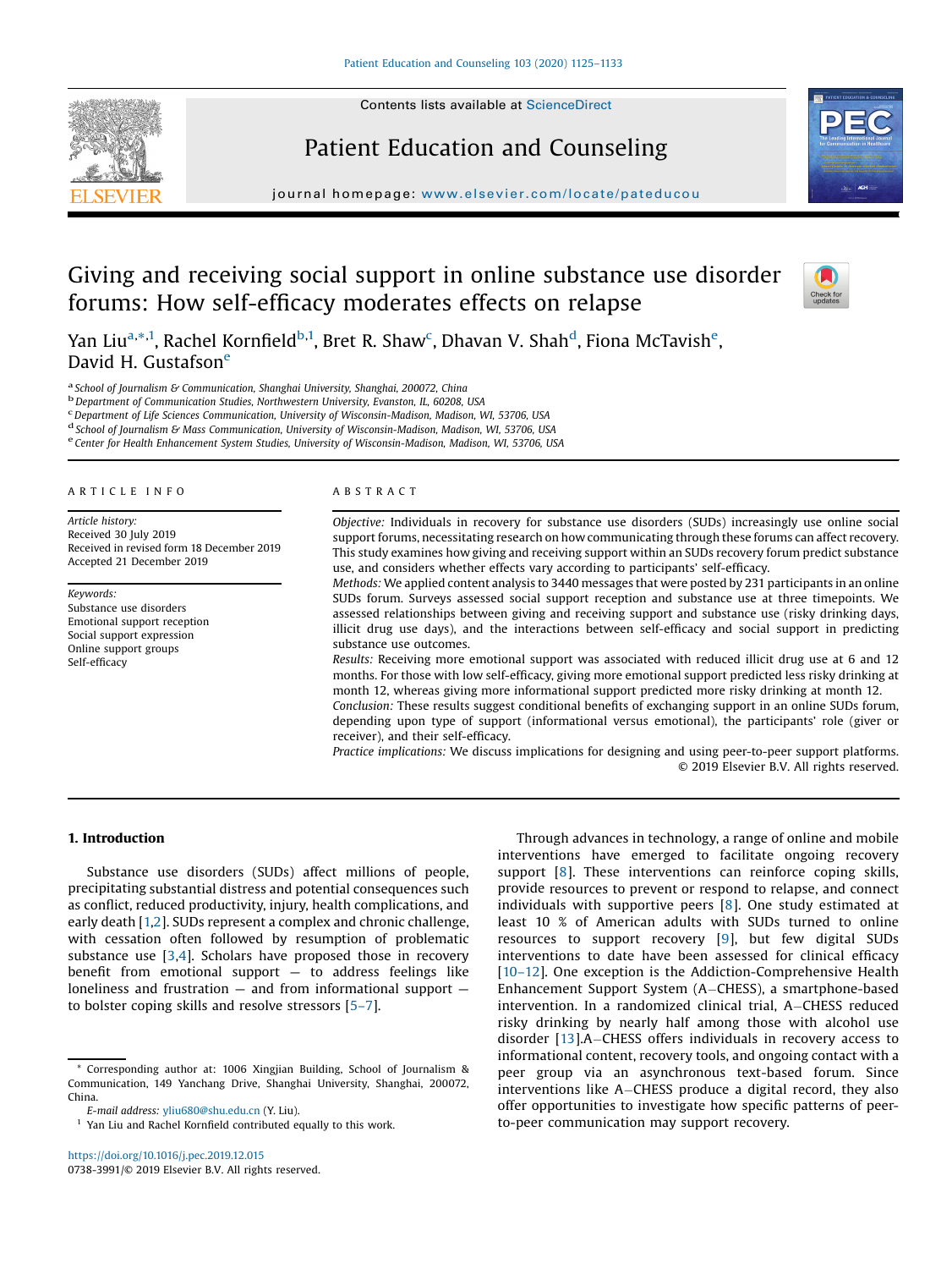# Giving and receiving social support in online substance use disorder forums: How self-efficacy moderates effects on relapse

Yan Liu[a,*,1], Rachel Kornfield[b,1], Bret R. Shaw[c], Dhavan V. Shah[d], Fiona McTavish[e], David H. Gustafson[e]

[a] School of Journalism & Communication, Shanghai University, Shanghai, 200072, China
[b] Department of Communication Studies, Northwestern University, Evanston, IL, 60208, USA
[c] Department of Life Sciences Communication, University of Wisconsin-Madison, Madison, WI, 53706, USA
[d] School of Journalism & Mass Communication, University of Wisconsin-Madison, Madison, WI, 53706, USA
[e] Center for Health Enhancement System Studies, University of Wisconsin-Madison, Madison, WI, 53706, USA

**ARTICLE INFO**

*Article history:*
Received 30 July 2019
Received in revised form 18 December 2019
Accepted 21 December 2019

*Keywords:*
Substance use disorders
Emotional support reception
Social support expression
Online support groups
Self-efficacy

**ABSTRACT**

*Objective:* Individuals in recovery for substance use disorders (SUDs) increasingly use online social support forums, necessitating research on how communicating through these forums can affect recovery. This study examines how giving and receiving support within an SUDs recovery forum predict substance use, and considers whether effects vary according to participants' self-efficacy.

*Methods:* We applied content analysis to 3440 messages that were posted by 231 participants in an online SUDs forum. Surveys assessed social support reception and substance use at three timepoints. We assessed relationships between giving and receiving support and substance use (risky drinking days, illicit drug use days), and the interactions between self-efficacy and social support in predicting substance use outcomes.

*Results:* Receiving more emotional support was associated with reduced illicit drug use at 6 and 12 months. For those with low self-efficacy, giving more emotional support predicted less risky drinking at month 12, whereas giving more informational support predicted more risky drinking at month 12.

*Conclusion:* These results suggest conditional benefits of exchanging support in an online SUDs forum, depending upon type of support (informational versus emotional), the participants' role (giver or receiver), and their self-efficacy.

*Practice implications:* We discuss implications for designing and using peer-to-peer support platforms.

© 2019 Elsevier B.V. All rights reserved.

## 1. Introduction

Substance use disorders (SUDs) affect millions of people, precipitating substantial distress and potential consequences such as conflict, reduced productivity, injury, health complications, and early death [1,2]. SUDs represent a complex and chronic challenge, with cessation often followed by resumption of problematic substance use [3,4]. Scholars have proposed those in recovery benefit from emotional support — to address feelings like loneliness and frustration — and from informational support — to bolster coping skills and resolve stressors [5–7].

Through advances in technology, a range of online and mobile interventions have emerged to facilitate ongoing recovery support [8]. These interventions can reinforce coping skills, provide resources to prevent or respond to relapse, and connect individuals with supportive peers [8]. One study estimated at least 10 % of American adults with SUDs turned to online resources to support recovery [9], but few digital SUDs interventions to date have been assessed for clinical efficacy [10–12]. One exception is the Addiction-Comprehensive Health Enhancement Support System (A–CHESS), a smartphone-based intervention. In a randomized clinical trial, A–CHESS reduced risky drinking by nearly half among those with alcohol use disorder [13].A–CHESS offers individuals in recovery access to informational content, recovery tools, and ongoing contact with a peer group via an asynchronous text-based forum. Since interventions like A–CHESS produce a digital record, they also offer opportunities to investigate how specific patterns of peer-to-peer communication may support recovery.

---

* Corresponding author at: 1006 Xingjian Building, School of Journalism & Communication, 149 Yanchang Drive, Shanghai University, Shanghai, 200072, China.

*E-mail address:* yliu680@shu.edu.cn (Y. Liu).

[1] Yan Liu and Rachel Kornfield contributed equally to this work.

https://doi.org/10.1016/j.pec.2019.12.015
0738-3991/© 2019 Elsevier B.V. All rights reserved.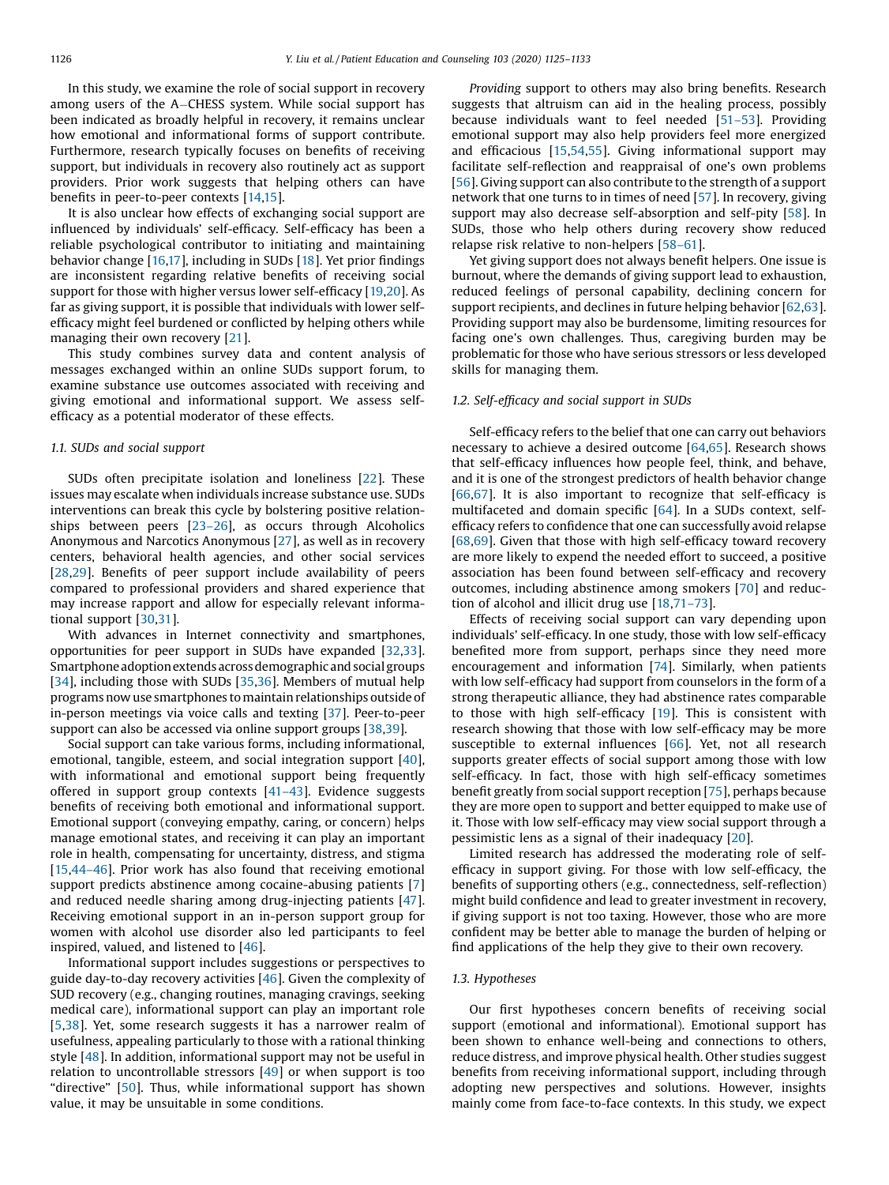In this study, we examine the role of social support in recovery among users of the A–CHESS system. While social support has been indicated as broadly helpful in recovery, it remains unclear how emotional and informational forms of support contribute. Furthermore, research typically focuses on benefits of receiving support, but individuals in recovery also routinely act as support providers. Prior work suggests that helping others can have benefits in peer-to-peer contexts [14,15].

It is also unclear how effects of exchanging social support are influenced by individuals' self-efficacy. Self-efficacy has been a reliable psychological contributor to initiating and maintaining behavior change [16,17], including in SUDs [18]. Yet prior findings are inconsistent regarding relative benefits of receiving social support for those with higher versus lower self-efficacy [19,20]. As far as giving support, it is possible that individuals with lower self-efficacy might feel burdened or conflicted by helping others while managing their own recovery [21].

This study combines survey data and content analysis of messages exchanged within an online SUDs support forum, to examine substance use outcomes associated with receiving and giving emotional and informational support. We assess self-efficacy as a potential moderator of these effects.

### 1.1. SUDs and social support

SUDs often precipitate isolation and loneliness [22]. These issues may escalate when individuals increase substance use. SUDs interventions can break this cycle by bolstering positive relationships between peers [23–26], as occurs through Alcoholics Anonymous and Narcotics Anonymous [27], as well as in recovery centers, behavioral health agencies, and other social services [28,29]. Benefits of peer support include availability of peers compared to professional providers and shared experience that may increase rapport and allow for especially relevant informational support [30,31].

With advances in Internet connectivity and smartphones, opportunities for peer support in SUDs have expanded [32,33]. Smartphone adoption extends across demographic and social groups [34], including those with SUDs [35,36]. Members of mutual help programs now use smartphones to maintain relationships outside of in-person meetings via voice calls and texting [37]. Peer-to-peer support can also be accessed via online support groups [38,39].

Social support can take various forms, including informational, tangible, emotional, esteem, and social integration support [40], with informational and emotional support being frequently offered in support group contexts [41–43]. Evidence suggests benefits of receiving both emotional and informational support. Emotional support (conveying empathy, caring, or concern) helps manage emotional states, and receiving it can play an important role in health, compensating for uncertainty, distress, and stigma [15,44–46]. Prior work has also found that receiving emotional support predicts abstinence among cocaine-abusing patients [7] and reduced needle sharing among drug-injecting patients [47]. Receiving emotional support in an in-person support group for women with alcohol use disorder also led participants to feel inspired, valued, and listened to [46].

Informational support includes suggestions or perspectives to guide day-to-day recovery activities [46]. Given the complexity of SUD recovery (e.g., changing routines, managing cravings, seeking medical care), informational support can play an important role [5,38]. Yet, some research suggests it has a narrower realm of usefulness, appealing particularly to those with a rational thinking style [48]. In addition, informational support may not be useful in relation to uncontrollable stressors [49] or when support is too "directive" [50]. Thus, while informational support has shown value, it may be unsuitable in some conditions.

*Providing* support to others may also bring benefits. Research suggests that altruism can aid in the healing process, possibly because individuals want to feel needed [51–53]. Providing emotional support may also help providers feel more energized and efficacious [15,54,55]. Giving informational support may facilitate self-reflection and reappraisal of one's own problems [56]. Giving support can also contribute to the strength of a support network that one turns to in times of need [57]. In recovery, giving support may also decrease self-absorption and self-pity [58]. In SUDs, those who help others during recovery show reduced relapse risk relative to non-helpers [58–61].

Yet giving support does not always benefit helpers. One issue is burnout, where the demands of giving support lead to exhaustion, reduced feelings of personal capability, declining concern for support recipients, and declines in future helping behavior [62,63]. Providing support may also be burdensome, limiting resources for facing one's own challenges. Thus, caregiving burden may be problematic for those who have serious stressors or less developed skills for managing them.

### 1.2. Self-efficacy and social support in SUDs

Self-efficacy refers to the belief that one can carry out behaviors necessary to achieve a desired outcome [64,65]. Research shows that self-efficacy influences how people feel, think, and behave, and it is one of the strongest predictors of health behavior change [66,67]. It is also important to recognize that self-efficacy is multifaceted and domain specific [64]. In a SUDs context, self-efficacy refers to confidence that one can successfully avoid relapse [68,69]. Given that those with high self-efficacy toward recovery are more likely to expend the needed effort to succeed, a positive association has been found between self-efficacy and recovery outcomes, including abstinence among smokers [70] and reduction of alcohol and illicit drug use [18,71–73].

Effects of receiving social support can vary depending upon individuals' self-efficacy. In one study, those with low self-efficacy benefited more from support, perhaps since they need more encouragement and information [74]. Similarly, when patients with low self-efficacy had support from counselors in the form of a strong therapeutic alliance, they had abstinence rates comparable to those with high self-efficacy [19]. This is consistent with research showing that those with low self-efficacy may be more susceptible to external influences [66]. Yet, not all research supports greater effects of social support among those with low self-efficacy. In fact, those with high self-efficacy sometimes benefit greatly from social support reception [75], perhaps because they are more open to support and better equipped to make use of it. Those with low self-efficacy may view social support through a pessimistic lens as a signal of their inadequacy [20].

Limited research has addressed the moderating role of self-efficacy in support giving. For those with low self-efficacy, the benefits of supporting others (e.g., connectedness, self-reflection) might build confidence and lead to greater investment in recovery, if giving support is not too taxing. However, those who are more confident may be better able to manage the burden of helping or find applications of the help they give to their own recovery.

### 1.3. Hypotheses

Our first hypotheses concern benefits of receiving social support (emotional and informational). Emotional support has been shown to enhance well-being and connections to others, reduce distress, and improve physical health. Other studies suggest benefits from receiving informational support, including through adopting new perspectives and solutions. However, insights mainly come from face-to-face contexts. In this study, we expect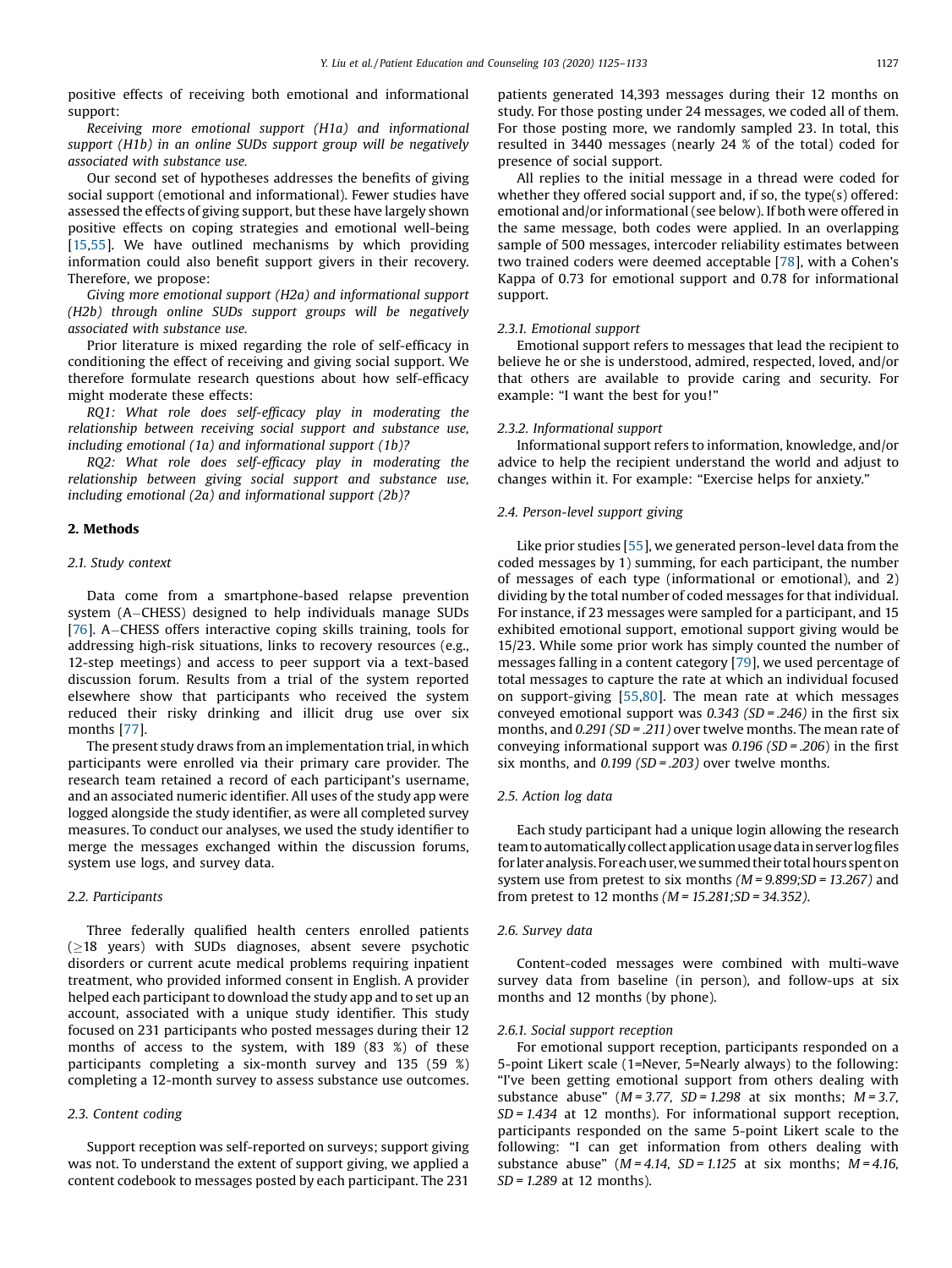positive effects of receiving both emotional and informational support:

*Receiving more emotional support (H1a) and informational support (H1b) in an online SUDs support group will be negatively associated with substance use.*

Our second set of hypotheses addresses the benefits of giving social support (emotional and informational). Fewer studies have assessed the effects of giving support, but these have largely shown positive effects on coping strategies and emotional well-being [15,55]. We have outlined mechanisms by which providing information could also benefit support givers in their recovery. Therefore, we propose:

*Giving more emotional support (H2a) and informational support (H2b) through online SUDs support groups will be negatively associated with substance use.*

Prior literature is mixed regarding the role of self-efficacy in conditioning the effect of receiving and giving social support. We therefore formulate research questions about how self-efficacy might moderate these effects:

*RQ1: What role does self-efficacy play in moderating the relationship between receiving social support and substance use, including emotional (1a) and informational support (1b)?*

*RQ2: What role does self-efficacy play in moderating the relationship between giving social support and substance use, including emotional (2a) and informational support (2b)?*

## 2. Methods

### 2.1. Study context

Data come from a smartphone-based relapse prevention system (A–CHESS) designed to help individuals manage SUDs [76]. A–CHESS offers interactive coping skills training, tools for addressing high-risk situations, links to recovery resources (e.g., 12-step meetings) and access to peer support via a text-based discussion forum. Results from a trial of the system reported elsewhere show that participants who received the system reduced their risky drinking and illicit drug use over six months [77].

The present study draws from an implementation trial, in which participants were enrolled via their primary care provider. The research team retained a record of each participant's username, and an associated numeric identifier. All uses of the study app were logged alongside the study identifier, as were all completed survey measures. To conduct our analyses, we used the study identifier to merge the messages exchanged within the discussion forums, system use logs, and survey data.

### 2.2. Participants

Three federally qualified health centers enrolled patients ($\geq$18 years) with SUDs diagnoses, absent severe psychotic disorders or current acute medical problems requiring inpatient treatment, who provided informed consent in English. A provider helped each participant to download the study app and to set up an account, associated with a unique study identifier. This study focused on 231 participants who posted messages during their 12 months of access to the system, with 189 (83 %) of these participants completing a six-month survey and 135 (59 %) completing a 12-month survey to assess substance use outcomes.

### 2.3. Content coding

Support reception was self-reported on surveys; support giving was not. To understand the extent of support giving, we applied a content codebook to messages posted by each participant. The 231 patients generated 14,393 messages during their 12 months on study. For those posting under 24 messages, we coded all of them. For those posting more, we randomly sampled 23. In total, this resulted in 3440 messages (nearly 24 % of the total) coded for presence of social support.

All replies to the initial message in a thread were coded for whether they offered social support and, if so, the type(s) offered: emotional and/or informational (see below). If both were offered in the same message, both codes were applied. In an overlapping sample of 500 messages, intercoder reliability estimates between two trained coders were deemed acceptable [78], with a Cohen's Kappa of 0.73 for emotional support and 0.78 for informational support.

#### 2.3.1. Emotional support

Emotional support refers to messages that lead the recipient to believe he or she is understood, admired, respected, loved, and/or that others are available to provide caring and security. For example: "I want the best for you!"

#### 2.3.2. Informational support

Informational support refers to information, knowledge, and/or advice to help the recipient understand the world and adjust to changes within it. For example: "Exercise helps for anxiety."

### 2.4. Person-level support giving

Like prior studies [55], we generated person-level data from the coded messages by 1) summing, for each participant, the number of messages of each type (informational or emotional), and 2) dividing by the total number of coded messages for that individual. For instance, if 23 messages were sampled for a participant, and 15 exhibited emotional support, emotional support giving would be 15/23. While some prior work has simply counted the number of messages falling in a content category [79], we used percentage of total messages to capture the rate at which an individual focused on support-giving [55,80]. The mean rate at which messages conveyed emotional support was *0.343 (SD = .246)* in the first six months, and *0.291 (SD = .211)* over twelve months. The mean rate of conveying informational support was *0.196 (SD = .206)* in the first six months, and *0.199 (SD = .203)* over twelve months.

### 2.5. Action log data

Each study participant had a unique login allowing the research team to automatically collect application usage data in server log files for later analysis. For each user, we summed their total hours spent on system use from pretest to six months *(M = 9.899; SD = 13.267)* and from pretest to 12 months *(M = 15.281; SD = 34.352)*.

### 2.6. Survey data

Content-coded messages were combined with multi-wave survey data from baseline (in person), and follow-ups at six months and 12 months (by phone).

#### 2.6.1. Social support reception

For emotional support reception, participants responded on a 5-point Likert scale (1=Never, 5=Nearly always) to the following: "I've been getting emotional support from others dealing with substance abuse" (*M = 3.77, SD = 1.298* at six months; *M = 3.7, SD = 1.434* at 12 months). For informational support reception, participants responded on the same 5-point Likert scale to the following: "I can get information from others dealing with substance abuse" (*M = 4.14, SD = 1.125* at six months; *M = 4.16, SD = 1.289* at 12 months).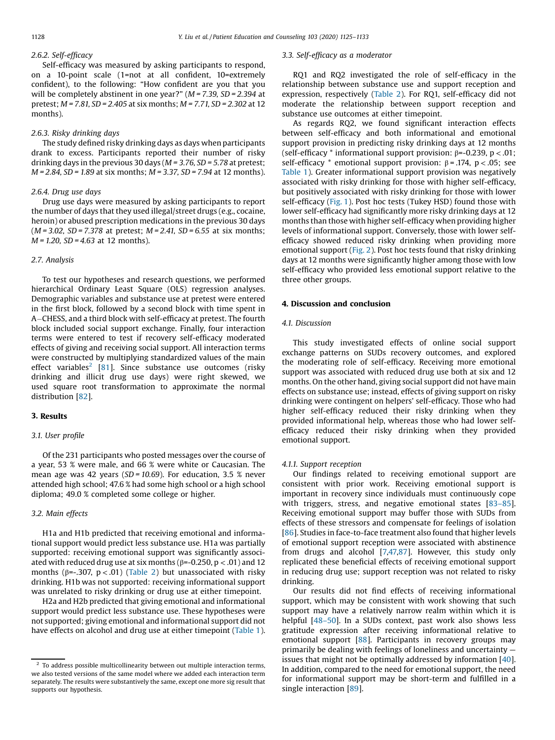#### 2.6.2. Self-efficacy

Self-efficacy was measured by asking participants to respond, on a 10-point scale (1=not at all confident, 10=extremely confident), to the following: "How confident are you that you will be completely abstinent in one year?" ($M = 7.39$, $SD = 2.394$ at pretest; $M = 7.81$, $SD = 2.405$ at six months; $M = 7.71$, $SD = 2.302$ at 12 months).

#### 2.6.3. Risky drinking days

The study defined risky drinking days as days when participants drank to excess. Participants reported their number of risky drinking days in the previous 30 days ($M = 3.76$, $SD = 5.78$ at pretest; $M = 2.84$, $SD = 1.89$ at six months; $M = 3.37$, $SD = 7.94$ at 12 months).

#### 2.6.4. Drug use days

Drug use days were measured by asking participants to report the number of days that they used illegal/street drugs (e.g., cocaine, heroin) or abused prescription medications in the previous 30 days ($M = 3.02$, $SD = 7.378$ at pretest; $M = 2.41$, $SD = 6.55$ at six months; $M = 1.20$, $SD = 4.63$ at 12 months).

### 2.7. Analysis

To test our hypotheses and research questions, we performed hierarchical Ordinary Least Square (OLS) regression analyses. Demographic variables and substance use at pretest were entered in the first block, followed by a second block with time spent in A–CHESS, and a third block with self-efficacy at pretest. The fourth block included social support exchange. Finally, four interaction terms were entered to test if recovery self-efficacy moderated effects of giving and receiving social support. All interaction terms were constructed by multiplying standardized values of the main effect variables[2] [81]. Since substance use outcomes (risky drinking and illicit drug use days) were right skewed, we used square root transformation to approximate the normal distribution [82].

## 3. Results

### 3.1. User profile

Of the 231 participants who posted messages over the course of a year, 53 % were male, and 66 % were white or Caucasian. The mean age was 42 years ($SD = 10.69$). For education, 3.5 % never attended high school; 47.6 % had some high school or a high school diploma; 49.0 % completed some college or higher.

### 3.2. Main effects

H1a and H1b predicted that receiving emotional and informational support would predict less substance use. H1a was partially supported: receiving emotional support was significantly associated with reduced drug use at six months ($\beta$=-0.250, $p < .01$) and 12 months ($\beta$=-.307, $p < .01$) (Table 2) but unassociated with risky drinking. H1b was not supported: receiving informational support was unrelated to risky drinking or drug use at either timepoint.

H2a and H2b predicted that giving emotional and informational support would predict less substance use. These hypotheses were not supported; giving emotional and informational support did not have effects on alcohol and drug use at either timepoint (Table 1).

### 3.3. Self-efficacy as a moderator

RQ1 and RQ2 investigated the role of self-efficacy in the relationship between substance use and support reception and expression, respectively (Table 2). For RQ1, self-efficacy did not moderate the relationship between support reception and substance use outcomes at either timepoint.

As regards RQ2, we found significant interaction effects between self-efficacy and both informational and emotional support provision in predicting risky drinking days at 12 months (self-efficacy * informational support provision: $\beta$=-0.239, $p < .01$; self-efficacy * emotional support provision: $\beta = .174$, $p < .05$; see Table 1). Greater informational support provision was negatively associated with risky drinking for those with higher self-efficacy, but positively associated with risky drinking for those with lower self-efficacy (Fig. 1). Post hoc tests (Tukey HSD) found those with lower self-efficacy had significantly more risky drinking days at 12 months than those with higher self-efficacy when providing higher levels of informational support. Conversely, those with lower self-efficacy showed reduced risky drinking when providing more emotional support (Fig. 2). Post hoc tests found that risky drinking days at 12 months were significantly higher among those with low self-efficacy who provided less emotional support relative to the three other groups.

## 4. Discussion and conclusion

### 4.1. Discussion

This study investigated effects of online social support exchange patterns on SUDs recovery outcomes, and explored the moderating role of self-efficacy. Receiving more emotional support was associated with reduced drug use both at six and 12 months. On the other hand, giving social support did not have main effects on substance use; instead, effects of giving support on risky drinking were contingent on helpers' self-efficacy. Those who had higher self-efficacy reduced their risky drinking when they provided informational help, whereas those who had lower self-efficacy reduced their risky drinking when they provided emotional support.

#### 4.1.1. Support reception

Our findings related to receiving emotional support are consistent with prior work. Receiving emotional support is important in recovery since individuals must continuously cope with triggers, stress, and negative emotional states [83–85]. Receiving emotional support may buffer those with SUDs from effects of these stressors and compensate for feelings of isolation [86]. Studies in face-to-face treatment also found that higher levels of emotional support reception were associated with abstinence from drugs and alcohol [7,47,87]. However, this study only replicated these beneficial effects of receiving emotional support in reducing drug use; support reception was not related to risky drinking.

Our results did not find effects of receiving informational support, which may be consistent with work showing that such support may have a relatively narrow realm within which it is helpful [48–50]. In a SUDs context, past work also shows less gratitude expression after receiving informational relative to emotional support [88]. Participants in recovery groups may primarily be dealing with feelings of loneliness and uncertainty — issues that might not be optimally addressed by information [40]. In addition, compared to the need for emotional support, the need for informational support may be short-term and fulfilled in a single interaction [89].

[2] To address possible multicollinearity between out multiple interaction terms, we also tested versions of the same model where we added each interaction term separately. The results were substantively the same, except one more sig result that supports our hypothesis.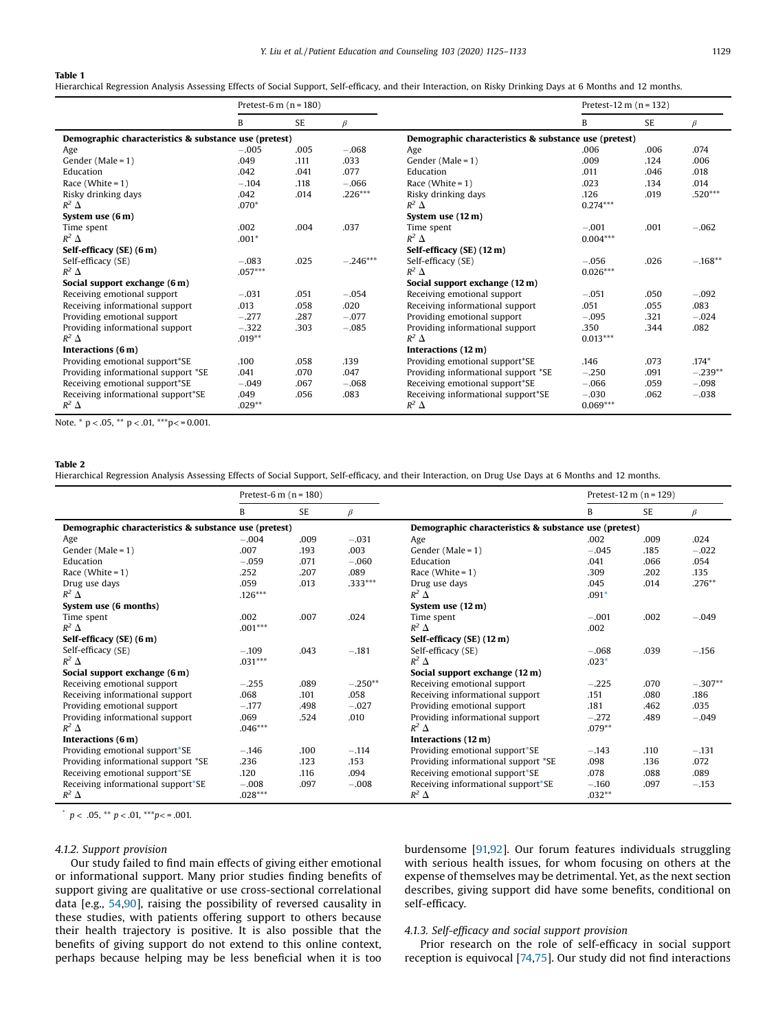**Table 1**
Hierarchical Regression Analysis Assessing Effects of Social Support, Self-efficacy, and their Interaction, on Risky Drinking Days at 6 Months and 12 months.

| | Pretest-6 m (n = 180) | | | | Pretest-12 m (n = 132) | | |
|---|---|---|---|---|---|---|---|
| | B | SE | $\beta$ | | B | SE | $\beta$ |
| **Demographic characteristics & substance use (pretest)** | | | | **Demographic characteristics & substance use (pretest)** | | | |
| Age | −.005 | .005 | −.068 | Age | .006 | .006 | .074 |
| Gender (Male = 1) | .049 | .111 | .033 | Gender (Male = 1) | .009 | .124 | .006 |
| Education | .042 | .041 | .077 | Education | .011 | .046 | .018 |
| Race (White = 1) | −.104 | .118 | −.066 | Race (White = 1) | .023 | .134 | .014 |
| Risky drinking days | .042 | .014 | .226*** | Risky drinking days | .126 | .019 | .520*** |
| $R^2$ Δ | .070* | | | $R^2$ Δ | 0.274*** | | |
| **System use (6 m)** | | | | **System use (12 m)** | | | |
| Time spent | .002 | .004 | .037 | Time spent | −.001 | .001 | −.062 |
| $R^2$ Δ | .001* | | | $R^2$ Δ | 0.004*** | | |
| **Self-efficacy (SE) (6 m)** | | | | **Self-efficacy (SE) (12 m)** | | | |
| Self-efficacy (SE) | −.083 | .025 | −.246*** | Self-efficacy (SE) | −.056 | .026 | −.168** |
| $R^2$ Δ | .057*** | | | $R^2$ Δ | 0.026*** | | |
| **Social support exchange (6 m)** | | | | **Social support exchange (12 m)** | | | |
| Receiving emotional support | −.031 | .051 | −.054 | Receiving emotional support | −.051 | .050 | −.092 |
| Receiving informational support | .013 | .058 | .020 | Receiving informational support | .051 | .055 | .083 |
| Providing emotional support | −.277 | .287 | −.077 | Providing emotional support | −.095 | .321 | −.024 |
| Providing informational support | −.322 | .303 | −.085 | Providing informational support | .350 | .344 | .082 |
| $R^2$ Δ | .019** | | | $R^2$ Δ | 0.013*** | | |
| **Interactions (6 m)** | | | | **Interactions (12 m)** | | | |
| Providing emotional support*SE | .100 | .058 | .139 | Providing emotional support*SE | .146 | .073 | .174* |
| Providing informational support *SE | .041 | .070 | .047 | Providing informational support *SE | −.250 | .091 | −.239** |
| Receiving emotional support*SE | −.049 | .067 | −.068 | Receiving emotional support*SE | −.066 | .059 | −.098 |
| Receiving informational support*SE | .049 | .056 | .083 | Receiving informational support*SE | −.030 | .062 | −.038 |
| $R^2$ Δ | .029** | | | $R^2$ Δ | 0.069*** | | |

Note. * p < .05, ** p < .01, ***p< = 0.001.

**Table 2**
Hierarchical Regression Analysis Assessing Effects of Social Support, Self-efficacy, and their Interaction, on Drug Use Days at 6 Months and 12 months.

| | Pretest-6 m (n = 180) | | | | Pretest-12 m (n = 129) | | |
|---|---|---|---|---|---|---|---|
| | B | SE | $\beta$ | | B | SE | $\beta$ |
| **Demographic characteristics & substance use (pretest)** | | | | **Demographic characteristics & substance use (pretest)** | | | |
| Age | −.004 | .009 | −.031 | Age | .002 | .009 | .024 |
| Gender (Male = 1) | .007 | .193 | .003 | Gender (Male = 1) | −.045 | .185 | −.022 |
| Education | −.059 | .071 | −.060 | Education | .041 | .066 | .054 |
| Race (White = 1) | .252 | .207 | .089 | Race (White = 1) | .309 | .202 | .135 |
| Drug use days | .059 | .013 | .333*** | Drug use days | .045 | .014 | .276** |
| $R^2$ Δ | .126*** | | | $R^2$ Δ | .091* | | |
| **System use (6 months)** | | | | **System use (12 m)** | | | |
| Time spent | .002 | .007 | .024 | Time spent | −.001 | .002 | −.049 |
| $R^2$ Δ | .001*** | | | $R^2$ Δ | .002 | | |
| **Self-efficacy (SE) (6 m)** | | | | **Self-efficacy (SE) (12 m)** | | | |
| Self-efficacy (SE) | −.109 | .043 | −.181 | Self-efficacy (SE) | −.068 | .039 | −.156 |
| $R^2$ Δ | .031*** | | | $R^2$ Δ | .023* | | |
| **Social support exchange (6 m)** | | | | **Social support exchange (12 m)** | | | |
| Receiving emotional support | −.255 | .089 | −.250** | Receiving emotional support | −.225 | .070 | −.307** |
| Receiving informational support | .068 | .101 | .058 | Receiving informational support | .151 | .080 | .186 |
| Providing emotional support | −.177 | .498 | −.027 | Providing emotional support | .181 | .462 | .035 |
| Providing informational support | .069 | .524 | .010 | Providing informational support | −.272 | .489 | −.049 |
| $R^2$ Δ | .046*** | | | $R^2$ Δ | .079** | | |
| **Interactions (6 m)** | | | | **Interactions (12 m)** | | | |
| Providing emotional support*SE | −.146 | .100 | −.114 | Providing emotional support*SE | −.143 | .110 | −.131 |
| Providing informational support *SE | .236 | .123 | .153 | Providing informational support *SE | .098 | .136 | .072 |
| Receiving emotional support*SE | .120 | .116 | .094 | Receiving emotional support*SE | .078 | .088 | .089 |
| Receiving informational support*SE | −.008 | .097 | −.008 | Receiving informational support*SE | −.160 | .097 | −.153 |
| $R^2$ Δ | .028*** | | | $R^2$ Δ | .032** | | |

* p < .05, ** p < .01, ***p< = .001.

#### 4.1.2. Support provision

Our study failed to find main effects of giving either emotional or informational support. Many prior studies finding benefits of support giving are qualitative or use cross-sectional correlational data [e.g., 54,90], raising the possibility of reversed causality in these studies, with patients offering support to others because their health trajectory is positive. It is also possible that the benefits of giving support do not extend to this online context, perhaps because helping may be less beneficial when it is too burdensome [91,92]. Our forum features individuals struggling with serious health issues, for whom focusing on others at the expense of themselves may be detrimental. Yet, as the next section describes, giving support did have some benefits, conditional on self-efficacy.

#### 4.1.3. Self-efficacy and social support provision

Prior research on the role of self-efficacy in social support reception is equivocal [74,75]. Our study did not find interactions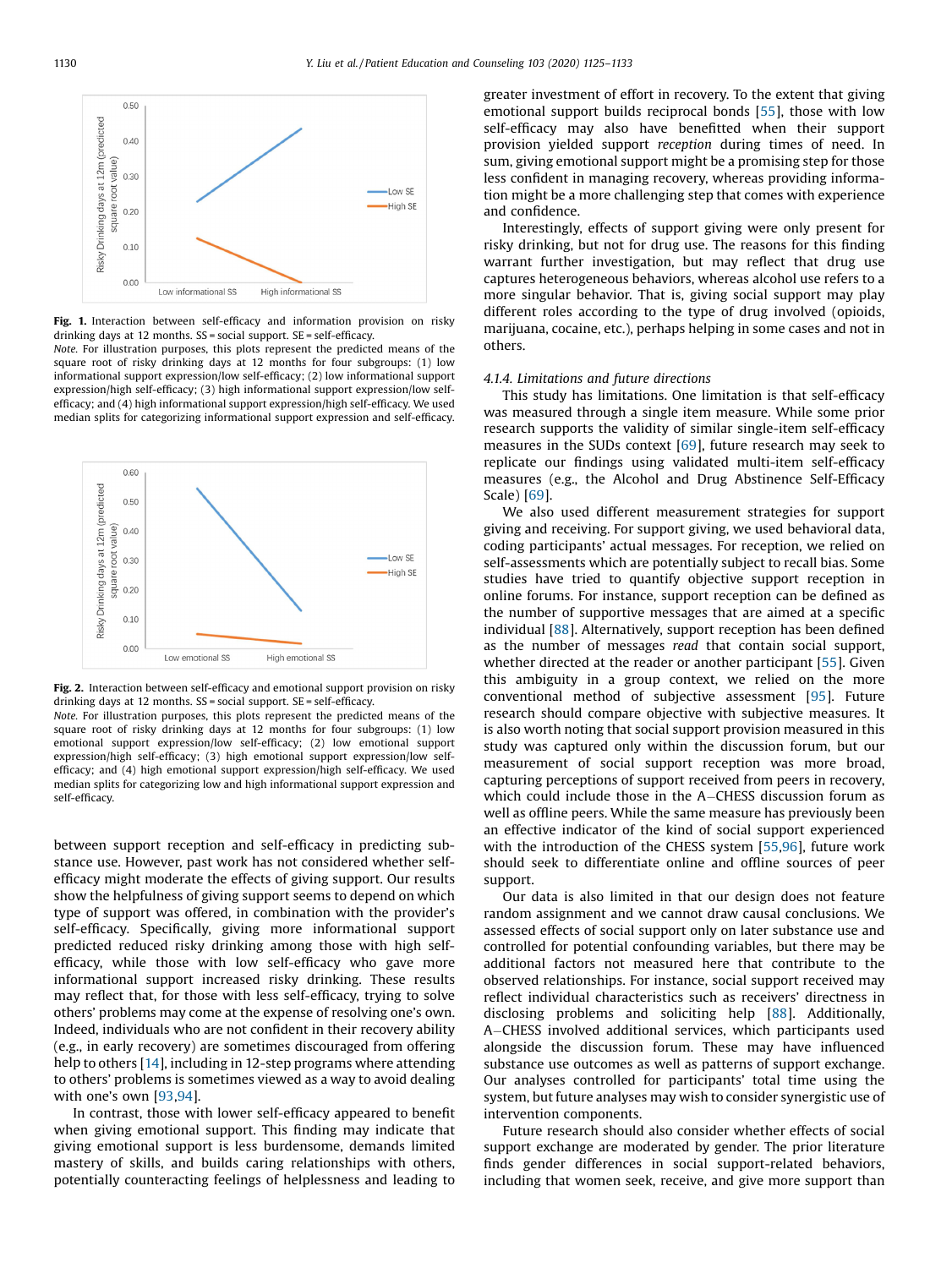Fig. 1. Interaction between self-efficacy and information provision on risky drinking days at 12 months. SS = social support. SE = self-efficacy.

*Note.* For illustration purposes, this plots represent the predicted means of the square root of risky drinking days at 12 months for four subgroups: (1) low informational support expression/low self-efficacy; (2) low informational support expression/high self-efficacy; (3) high informational support expression/low self-efficacy; and (4) high informational support expression/high self-efficacy. We used median splits for categorizing informational support expression and self-efficacy.

Fig. 2. Interaction between self-efficacy and emotional support provision on risky drinking days at 12 months. SS = social support. SE = self-efficacy.

*Note.* For illustration purposes, this plots represent the predicted means of the square root of risky drinking days at 12 months for four subgroups: (1) low emotional support expression/low self-efficacy; (2) low emotional support expression/high self-efficacy; (3) high emotional support expression/low self-efficacy; and (4) high emotional support expression/high self-efficacy. We used median splits for categorizing low and high informational support expression and self-efficacy.

between support reception and self-efficacy in predicting substance use. However, past work has not considered whether self-efficacy might moderate the effects of giving support. Our results show the helpfulness of giving support seems to depend on which type of support was offered, in combination with the provider's self-efficacy. Specifically, giving more informational support predicted reduced risky drinking among those with high self-efficacy, while those with low self-efficacy who gave more informational support increased risky drinking. These results may reflect that, for those with less self-efficacy, trying to solve others' problems may come at the expense of resolving one's own. Indeed, individuals who are not confident in their recovery ability (e.g., in early recovery) are sometimes discouraged from offering help to others [14], including in 12-step programs where attending to others' problems is sometimes viewed as a way to avoid dealing with one's own [93,94].

In contrast, those with lower self-efficacy appeared to benefit when giving emotional support. This finding may indicate that giving emotional support is less burdensome, demands limited mastery of skills, and builds caring relationships with others, potentially counteracting feelings of helplessness and leading to greater investment of effort in recovery. To the extent that giving emotional support builds reciprocal bonds [55], those with low self-efficacy may also have benefitted when their support provision yielded support *reception* during times of need. In sum, giving emotional support might be a promising step for those less confident in managing recovery, whereas providing information might be a more challenging step that comes with experience and confidence.

Interestingly, effects of support giving were only present for risky drinking, but not for drug use. The reasons for this finding warrant further investigation, but may reflect that drug use captures heterogeneous behaviors, whereas alcohol use refers to a more singular behavior. That is, giving social support may play different roles according to the type of drug involved (opioids, marijuana, cocaine, etc.), perhaps helping in some cases and not in others.

#### *4.1.4. Limitations and future directions*

This study has limitations. One limitation is that self-efficacy was measured through a single item measure. While some prior research supports the validity of similar single-item self-efficacy measures in the SUDs context [69], future research may seek to replicate our findings using validated multi-item self-efficacy measures (e.g., the Alcohol and Drug Abstinence Self-Efficacy Scale) [69].

We also used different measurement strategies for support giving and receiving. For support giving, we used behavioral data, coding participants' actual messages. For reception, we relied on self-assessments which are potentially subject to recall bias. Some studies have tried to quantify objective support reception in online forums. For instance, support reception can be defined as the number of supportive messages that are aimed at a specific individual [88]. Alternatively, support reception has been defined as the number of messages *read* that contain social support, whether directed at the reader or another participant [55]. Given this ambiguity in a group context, we relied on the more conventional method of subjective assessment [95]. Future research should compare objective with subjective measures. It is also worth noting that social support provision measured in this study was captured only within the discussion forum, but our measurement of social support reception was more broad, capturing perceptions of support received from peers in recovery, which could include those in the A−CHESS discussion forum as well as offline peers. While the same measure has previously been an effective indicator of the kind of social support experienced with the introduction of the CHESS system [55,96], future work should seek to differentiate online and offline sources of peer support.

Our data is also limited in that our design does not feature random assignment and we cannot draw causal conclusions. We assessed effects of social support only on later substance use and controlled for potential confounding variables, but there may be additional factors not measured here that contribute to the observed relationships. For instance, social support received may reflect individual characteristics such as receivers' directness in disclosing problems and soliciting help [88]. Additionally, A−CHESS involved additional services, which participants used alongside the discussion forum. These may have influenced substance use outcomes as well as patterns of support exchange. Our analyses controlled for participants' total time using the system, but future analyses may wish to consider synergistic use of intervention components.

Future research should also consider whether effects of social support exchange are moderated by gender. The prior literature finds gender differences in social support-related behaviors, including that women seek, receive, and give more support than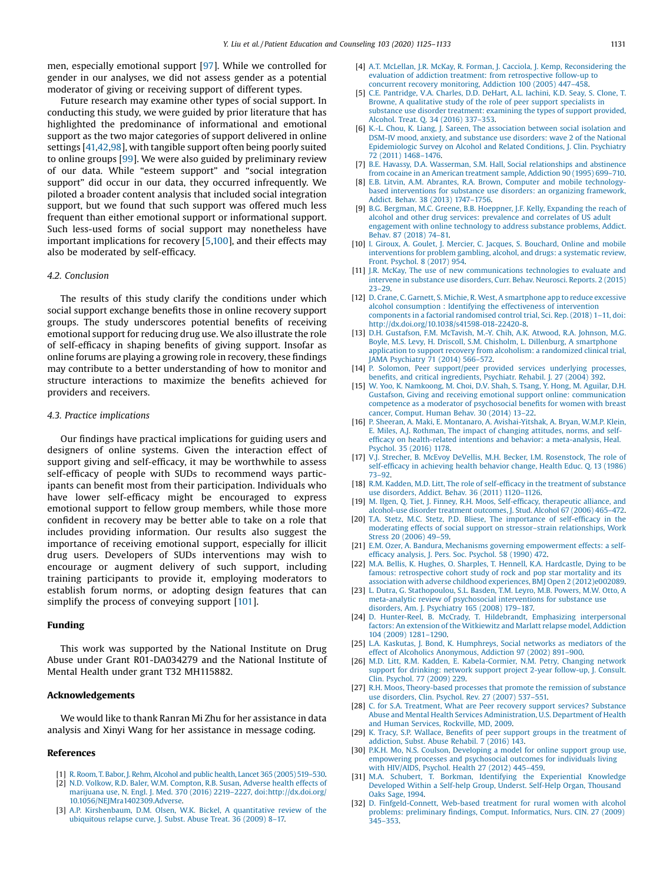men, especially emotional support [97]. While we controlled for gender in our analyses, we did not assess gender as a potential moderator of giving or receiving support of different types.

Future research may examine other types of social support. In conducting this study, we were guided by prior literature that has highlighted the predominance of informational and emotional support as the two major categories of support delivered in online settings [41,42,98], with tangible support often being poorly suited to online groups [99]. We were also guided by preliminary review of our data. While "esteem support" and "social integration support" did occur in our data, they occurred infrequently. We piloted a broader content analysis that included social integration support, but we found that such support was offered much less frequent than either emotional support or informational support. Such less-used forms of social support may nonetheless have important implications for recovery [5,100], and their effects may also be moderated by self-efficacy.

### 4.2. Conclusion

The results of this study clarify the conditions under which social support exchange benefits those in online recovery support groups. The study underscores potential benefits of receiving emotional support for reducing drug use. We also illustrate the role of self-efficacy in shaping benefits of giving support. Insofar as online forums are playing a growing role in recovery, these findings may contribute to a better understanding of how to monitor and structure interactions to maximize the benefits achieved for providers and receivers.

### 4.3. Practice implications

Our findings have practical implications for guiding users and designers of online systems. Given the interaction effect of support giving and self-efficacy, it may be worthwhile to assess self-efficacy of people with SUDs to recommend ways participants can benefit most from their participation. Individuals who have lower self-efficacy might be encouraged to express emotional support to fellow group members, while those more confident in recovery may be better able to take on a role that includes providing information. Our results also suggest the importance of receiving emotional support, especially for illicit drug users. Developers of SUDs interventions may wish to encourage or augment delivery of such support, including training participants to provide it, employing moderators to establish forum norms, or adopting design features that can simplify the process of conveying support [101].

## Funding

This work was supported by the National Institute on Drug Abuse under Grant R01-DA034279 and the National Institute of Mental Health under grant T32 MH115882.

## Acknowledgements

We would like to thank Ranran Mi Zhu for her assistance in data analysis and Xinyi Wang for her assistance in message coding.

## References

[1] R. Room, T. Babor, J. Rehm, Alcohol and public health, Lancet 365 (2005) 519–530.
[2] N.D. Volkow, R.D. Baler, W.M. Compton, R.B. Susan, Adverse health effects of marijuana use, N. Engl. J. Med. 370 (2016) 2219–2227, doi:http://dx.doi.org/10.1056/NEJMra1402309.Adverse.
[3] A.P. Kirshenbaum, D.M. Olsen, W.K. Bickel, A quantitative review of the ubiquitous relapse curve, J. Subst. Abuse Treat. 36 (2009) 8–17.
[4] A.T. McLellan, J.R. McKay, R. Forman, J. Cacciola, J. Kemp, Reconsidering the evaluation of addiction treatment: from retrospective follow-up to concurrent recovery monitoring, Addiction 100 (2005) 447–458.
[5] C.E. Pantridge, V.A. Charles, D.D. DeHart, A.L. Iachini, K.D. Seay, S. Clone, T. Browne, A qualitative study of the role of peer support specialists in substance use disorder treatment: examining the types of support provided, Alcohol. Treat. Q. 34 (2016) 337–353.
[6] K.-L. Chou, K. Liang, J. Sareen, The association between social isolation and DSM-IV mood, anxiety, and substance use disorders: wave 2 of the National Epidemiologic Survey on Alcohol and Related Conditions, J. Clin. Psychiatry 72 (2011) 1468–1476.
[7] B.E. Havassy, D.A. Wasserman, S.M. Hall, Social relationships and abstinence from cocaine in an American treatment sample, Addiction 90 (1995) 699–710.
[8] E.B. Litvin, A.M. Abrantes, R.A. Brown, Computer and mobile technology-based interventions for substance use disorders: an organizing framework, Addict. Behav. 38 (2013) 1747–1756.
[9] B.G. Bergman, M.C. Greene, B.B. Hoeppner, J.F. Kelly, Expanding the reach of alcohol and other drug services: prevalence and correlates of US adult engagement with online technology to address substance problems, Addict. Behav. 87 (2018) 74–81.
[10] J. Giroux, A. Goulet, J. Mercier, C. Jacques, S. Bouchard, Online and mobile interventions for problem gambling, alcohol, and drugs: a systematic review, Front. Psychol. 8 (2017) 954.
[11] J.R. McKay, The use of new communications technologies to evaluate and intervene in substance use disorders, Curr. Behav. Neurosci. Reports. 2 (2015) 23–29.
[12] D. Crane, C. Garnett, S. Michie, R. West, A smartphone app to reduce excessive alcohol consumption : Identifying the effectiveness of intervention components in a factorial randomised control trial, Sci. Rep. (2018) 1–11, doi: http://dx.doi.org/10.1038/s41598-018-22420-8.
[13] D.H. Gustafson, F.M. McTavish, M.-Y. Chih, A.K. Atwood, R.A. Johnson, M.G. Boyle, M.S. Levy, H. Driscoll, S.M. Chisholm, L. Dillenburg, A smartphone application to support recovery from alcoholism: a randomized clinical trial, JAMA Psychiatry 71 (2014) 566–572.
[14] P. Solomon, Peer support/peer provided services underlying processes, benefits, and critical ingredients, Psychiatr. Rehabil. J. 27 (2004) 392.
[15] W. Yoo, K. Namkoong, M. Choi, D.V. Shah, S. Tsang, Y. Hong, M. Aguilar, D.H. Gustafson, Giving and receiving emotional support online: communication competence as a moderator of psychosocial benefits for women with breast cancer, Comput. Human Behav. 30 (2014) 13–22.
[16] P. Sheeran, A. Maki, E. Montanaro, A. Avishai-Yitshak, A. Bryan, W.M.P. Klein, E. Miles, A.J. Rothman, The impact of changing attitudes, norms, and self-efficacy on health-related intentions and behavior: a meta-analysis, Heal. Psychol. 35 (2016) 1178.
[17] V.J. Strecher, B. McEvoy DeVellis, M.H. Becker, I.M. Rosenstock, The role of self-efficacy in achieving health behavior change, Health Educ. Q. 13 (1986) 73–92.
[18] R.M. Kadden, M.D. Litt, The role of self-efficacy in the treatment of substance use disorders, Addict. Behav. 36 (2011) 1120–1126.
[19] M. Ilgen, Q. Tiet, J. Finney, R.H. Moos, Self-efficacy, therapeutic alliance, and alcohol-use disorder treatment outcomes, J. Stud. Alcohol 67 (2006) 465–472.
[20] T.A. Stetz, M.C. Stetz, P.D. Bliese, The importance of self-efficacy in the moderating effects of social support on stressor–strain relationships, Work Stress 20 (2006) 49–59.
[21] E.M. Ozer, A. Bandura, Mechanisms governing empowerment effects: a self-efficacy analysis, J. Pers. Soc. Psychol. 58 (1990) 472.
[22] M.A. Bellis, K. Hughes, O. Sharples, T. Hennell, K.A. Hardcastle, Dying to be famous: retrospective cohort study of rock and pop star mortality and its association with adverse childhood experiences, BMJ Open 2 (2012)e002089.
[23] L. Dutra, G. Stathopoulou, S.L. Basden, T.M. Leyro, M.B. Powers, M.W. Otto, A meta-analytic review of psychosocial interventions for substance use disorders, Am. J. Psychiatry 165 (2008) 179–187.
[24] D. Hunter-Reel, B. McCrady, T. Hildebrandt, Emphasizing interpersonal factors: An extension of the Witkiewitz and Marlatt relapse model, Addiction 104 (2009) 1281–1290.
[25] L.A. Kaskutas, J. Bond, K. Humphreys, Social networks as mediators of the effect of Alcoholics Anonymous, Addiction 97 (2002) 891–900.
[26] M.D. Litt, R.M. Kadden, E. Kabela-Cormier, N.M. Petry, Changing network support for drinking: network support project 2-year follow-up, J. Consult. Clin. Psychol. 77 (2009) 229.
[27] R.H. Moos, Theory-based processes that promote the remission of substance use disorders, Clin. Psychol. Rev. 27 (2007) 537–551.
[28] C. for S.A. Treatment, What are Peer recovery support services? Substance Abuse and Mental Health Services Administration, U.S. Department of Health and Human Services, Rockville, MD, 2009.
[29] K. Tracy, S.P. Wallace, Benefits of peer support groups in the treatment of addiction, Subst. Abuse Rehabil. 7 (2016) 143.
[30] P.K.H. Mo, N.S. Coulson, Developing a model for online support group use, empowering processes and psychosocial outcomes for individuals living with HIV/AIDS, Psychol. Health 27 (2012) 445–459.
[31] M.A. Schubert, T. Borkman, Identifying the Experiential Knowledge Developed Within a Self-help Group, Underst. Self-Help Organ, Thousand Oaks Sage, 1994.
[32] D. Finfgeld-Connett, Web-based treatment for rural women with alcohol problems: preliminary findings, Comput. Informatics, Nurs. CIN. 27 (2009) 345–353.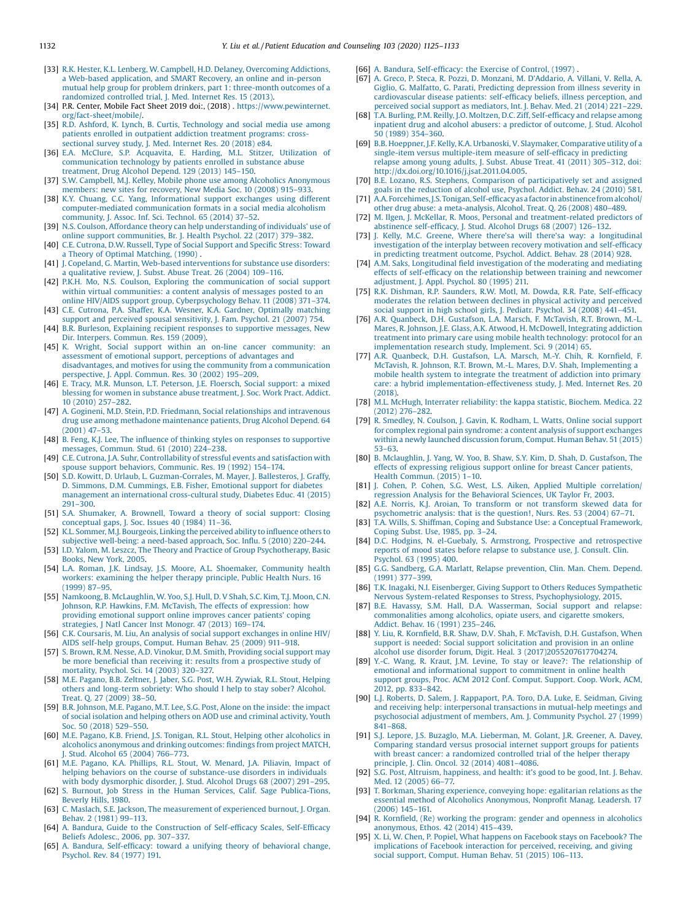[33] R.K. Hester, K.L. Lenberg, W. Campbell, H.D. Delaney, Overcoming Addictions, a Web-based application, and SMART Recovery, an online and in-person mutual help group for problem drinkers, part 1: three-month outcomes of a randomized controlled trial, J. Med. Internet Res. 15 (2013).

[34] P.R. Center, Mobile Fact Sheet 2019 doi:, (2018) . https://www.pewinternet.org/fact-sheet/mobile/.

[35] R.D. Ashford, K. Lynch, B. Curtis, Technology and social media use among patients enrolled in outpatient addiction treatment programs: cross-sectional survey study, J. Med. Internet Res. 20 (2018) e84.

[36] E.A. McClure, S.P. Acquavita, E. Harding, M.L. Stitzer, Utilization of communication technology by patients enrolled in substance abuse treatment, Drug Alcohol Depend. 129 (2013) 145–150.

[37] S.W. Campbell, M.J. Kelley, Mobile phone use among Alcoholics Anonymous members: new sites for recovery, New Media Soc. 10 (2008) 915–933.

[38] K.Y. Chuang, C.C. Yang, Informational support exchanges using different computer-mediated communication formats in a social media alcoholism community, J. Assoc. Inf. Sci. Technol. 65 (2014) 37–52.

[39] N.S. Coulson, Affordance theory can help understanding of individuals' use of online support communities, Br. J. Health Psychol. 22 (2017) 379–382.

[40] C.E. Cutrona, D.W. Russell, Type of Social Support and Specific Stress: Toward a Theory of Optimal Matching, (1990) .

[41] J. Copeland, G. Martin, Web-based interventions for substance use disorders: a qualitative review, J. Subst. Abuse Treat. 26 (2004) 109–116.

[42] P.K.H. Mo, N.S. Coulson, Exploring the communication of social support within virtual communities: a content analysis of messages posted to an online HIV/AIDS support group, Cyberpsychology Behav. 11 (2008) 371–374.

[43] C.E. Cutrona, P.A. Shaffer, K.A. Wesner, K.A. Gardner, Optimally matching support and perceived spousal sensitivity, J. Fam. Psychol. 21 (2007) 754.

[44] B.R. Burleson, Explaining recipient responses to supportive messages, New Dir. Interpers. Commun. Res. 159 (2009).

[45] K. Wright, Social support within an on-line cancer community: an assessment of emotional support, perceptions of advantages and disadvantages, and motives for using the community from a communication perspective, J. Appl. Commun. Res. 30 (2002) 195–209.

[46] E. Tracy, M.R. Munson, L.T. Peterson, J.E. Floersch, Social support: a mixed blessing for women in substance abuse treatment, J. Soc. Work Pract. Addict. 10 (2010) 257–282.

[47] A. Gogineni, M.D. Stein, P.D. Friedmann, Social relationships and intravenous drug use among methadone maintenance patients, Drug Alcohol Depend. 64 (2001) 47–53.

[48] B. Feng, K.J. Lee, The influence of thinking styles on responses to supportive messages, Commun. Stud. 61 (2010) 224–238.

[49] C.E. Cutrona, J.A. Suhr, Controllability of stressful events and satisfaction with spouse support behaviors, Communic. Res. 19 (1992) 154–174.

[50] S.D. Kowitt, D. Urlaub, L. Guzman-Corrales, M. Mayer, J. Ballesteros, J. Graffy, D. Simmons, D.M. Cummings, E.B. Fisher, Emotional support for diabetes management an international cross-cultural study, Diabetes Educ. 41 (2015) 291–300.

[51] S.A. Shumaker, A. Brownell, Toward a theory of social support: Closing conceptual gaps, J. Soc. Issues 40 (1984) 11–36.

[52] K.L. Sommer, M.J. Bourgeois, Linking the perceived ability to influence others to subjective well-being: a need-based approach, Soc. Influ. 5 (2010) 220–244.

[53] I.D. Yalom, M. Leszcz, The Theory and Practice of Group Psychotherapy, Basic Books, New York, 2005.

[54] L.A. Roman, J.K. Lindsay, J.S. Moore, A.L. Shoemaker, Community health workers: examining the helper therapy principle, Public Health Nurs. 16 (1999) 87–95.

[55] Namkoong, B. McLaughlin, W. Yoo, S.J. Hull, D. V Shah, S.C. Kim, T.J. Moon, C.N. Johnson, R.P. Hawkins, F.M. McTavish, The effects of expression: how providing emotional support online improves cancer patients' coping strategies, J Natl Cancer Inst Monogr. 47 (2013) 169–174.

[56] C.K. Coursaris, M. Liu, An analysis of social support exchanges in online HIV/AIDS self-help groups, Comput. Human Behav. 25 (2009) 911–918.

[57] S. Brown, R.M. Nesse, A.D. Vinokur, D.M. Smith, Providing social support may be more beneficial than receiving it: results from a prospective study of mortality, Psychol. Sci. 14 (2003) 320–327.

[58] M.E. Pagano, B.B. Zeltner, J. Jaber, S.G. Post, W.H. Zywiak, R.L. Stout, Helping others and long-term sobriety: Who should I help to stay sober? Alcohol. Treat. Q. 27 (2009) 38–50.

[59] B.R. Johnson, M.E. Pagano, M.T. Lee, S.G. Post, Alone on the inside: the impact of social isolation and helping others on AOD use and criminal activity, Youth Soc. 50 (2018) 529–550.

[60] M.E. Pagano, K.B. Friend, J.S. Tonigan, R.L. Stout, Helping other alcoholics in alcoholics anonymous and drinking outcomes: findings from project MATCH, J. Stud. Alcohol 65 (2004) 766–773.

[61] M.E. Pagano, K.A. Phillips, R.L. Stout, W. Menard, J.A. Piliavin, Impact of helping behaviors on the course of substance-use disorders in individuals with body dysmorphic disorder, J. Stud. Alcohol Drugs 68 (2007) 291–295.

[62] S. Burnout, Job Stress in the Human Services, Calif. Sage Publica-Tions, Beverly Hills, 1980.

[63] C. Maslach, S.E. Jackson, The measurement of experienced burnout, J. Organ. Behav. 2 (1981) 99–113.

[64] A. Bandura, Guide to the Construction of Self-efficacy Scales, Self-Efficacy Beliefs Adolesc., 2006, pp. 307–337.

[65] A. Bandura, Self-efficacy: toward a unifying theory of behavioral change, Psychol. Rev. 84 (1977) 191.

[66] A. Bandura, Self-efficacy: the Exercise of Control, (1997) .

[67] A. Greco, P. Steca, R. Pozzi, D. Monzani, M. D'Addario, A. Villani, V. Rella, A. Giglio, G. Malfatto, G. Parati, Predicting depression from illness severity in cardiovascular disease patients: self-efficacy beliefs, illness perception, and perceived social support as mediators, Int. J. Behav. Med. 21 (2014) 221–229.

[68] T.A. Burling, P.M. Reilly, J.O. Moltzen, D.C. Ziff, Self-efficacy and relapse among inpatient drug and alcohol abusers: a predictor of outcome, J. Stud. Alcohol 50 (1989) 354–360.

[69] B.B. Hoeppner, J.F. Kelly, K.A. Urbanoski, V. Slaymaker, Comparative utility of a single-item versus multiple-item measure of self-efficacy in predicting relapse among young adults, J. Subst. Abuse Treat. 41 (2011) 305–312, doi: http://dx.doi.org/10.1016/j.jsat.2011.04.005.

[70] B.E. Lozano, R.S. Stephens, Comparison of participatively set and assigned goals in the reduction of alcohol use, Psychol. Addict. Behav. 24 (2010) 581.

[71] A.A. Forcehimes, J.S. Tonigan, Self-efficacy as a factor in abstinence from alcohol/other drug abuse: a meta-analysis, Alcohol. Treat. Q. 26 (2008) 480–489.

[72] M. Ilgen, J. McKellar, R. Moos, Personal and treatment-related predictors of abstinence self-efficacy, J. Stud. Alcohol Drugs 68 (2007) 126–132.

[73] J. Kelly, M.C. Greene, Where there'sa will there'sa way: a longitudinal investigation of the interplay between recovery motivation and self-efficacy in predicting treatment outcome, Psychol. Addict. Behav. 28 (2014) 928.

[74] A.M. Saks, Longitudinal field investigation of the moderating and mediating effects of self-efficacy on the relationship between training and newcomer adjustment, J. Appl. Psychol. 80 (1995) 211.

[75] R.K. Dishman, R.P. Saunders, R.W. Motl, M. Dowda, R.R. Pate, Self-efficacy moderates the relation between declines in physical activity and perceived social support in high school girls, J. Pediatr. Psychol. 34 (2008) 441–451.

[76] A.R. Quanbeck, D.H. Gustafson, L.A. Marsch, F. McTavish, R.T. Brown, M.-L. Mares, R. Johnson, J.E. Glass, A.K. Atwood, H. McDowell, Integrating addiction treatment into primary care using mobile health technology: protocol for an implementation research study, Implement. Sci. 9 (2014) 65.

[77] A.R. Quanbeck, D.H. Gustafson, L.A. Marsch, M.-Y. Chih, R. Kornfield, F. McTavish, R. Johnson, R.T. Brown, M.-L. Mares, D.V. Shah, Implementing a mobile health system to integrate the treatment of addiction into primary care: a hybrid implementation-effectiveness study, J. Med. Internet Res. 20 (2018).

[78] M.L. McHugh, Interrater reliability: the kappa statistic, Biochem. Medica. 22 (2012) 276–282.

[79] R. Smedley, N. Coulson, J. Gavin, K. Rodham, L. Watts, Online social support for complex regional pain syndrome: a content analysis of support exchanges within a newly launched discussion forum, Comput. Human Behav. 51 (2015) 53–63.

[80] B. Mclaughlin, J. Yang, W. Yoo, B. Shaw, S.Y. Kim, D. Shah, D. Gustafson, The effects of expressing religious support online for breast cancer patients, Health Commun. (2015) 1–10.

[81] J. Cohen, P. Cohen, S.G. West, L.S. Aiken, Applied Multiple correlation/regression Analysis for the Behavioral Sciences, UK Taylor Fr, 2003.

[82] A.E. Norris, K.J. Aroian, To transform or not transform skewed data for psychometric analysis: that is the question!, Nurs. Res. 53 (2004) 67–71.

[83] T.A. Wills, S. Shiffman, Coping and Substance Use: a Conceptual Framework, Coping Subst. Use, 1985, pp. 3–24.

[84] D.C. Hodgins, N. el-Guebaly, S. Armstrong, Prospective and retrospective reports of mood states before relapse to substance use, J. Consult. Clin. Psychol. 63 (1995) 400.

[85] G.G. Sandberg, G.A. Marlatt, Relapse prevention, Clin. Man. Chem. Depend. (1991) 377–399.

[86] T.K. Inagaki, N.I. Eisenberger, Giving Support to Others Reduces Sympathetic Nervous System-related Responses to Stress, Psychophysiology, 2015.

[87] B.E. Havassy, S.M. Hall, D.A. Wasserman, Social support and relapse: commonalities among alcoholics, opiate users, and cigarette smokers, Addict. Behav. 16 (1991) 235–246.

[88] Y. Liu, R. Kornfield, B.R. Shaw, D.V. Shah, F. McTavish, D.H. Gustafson, When support is needed: Social support solicitation and provision in an online alcohol use disorder forum, Digit. Heal. 3 (2017)2055207617704274.

[89] Y.-C. Wang, R. Kraut, J.M. Levine, To stay or leave?: The relationship of emotional and informational support to commitment in online health support groups, Proc. ACM 2012 Conf. Comput. Support. Coop. Work, ACM, 2012, pp. 833–842.

[90] L.J. Roberts, D. Salem, J. Rappaport, P.A. Toro, D.A. Luke, E. Seidman, Giving and receiving help: interpersonal transactions in mutual-help meetings and psychosocial adjustment of members, Am. J. Community Psychol. 27 (1999) 841–868.

[91] S.J. Lepore, J.S. Buzaglo, M.A. Lieberman, M. Golant, J.R. Greener, A. Davey, Comparing standard versus prosocial internet support groups for patients with breast cancer: a randomized controlled trial of the helper therapy principle, J. Clin. Oncol. 32 (2014) 4081–4086.

[92] S.G. Post, Altruism, happiness, and health: it's good to be good, Int. J. Behav. Med. 12 (2005) 66–77.

[93] T. Borkman, Sharing experience, conveying hope: egalitarian relations as the essential method of Alcoholics Anonymous, Nonprofit Manag. Leadersh. 17 (2006) 145–161.

[94] R. Kornfield, (Re) working the program: gender and openness in alcoholics anonymous, Ethos. 42 (2014) 415–439.

[95] X. Li, W. Chen, P. Popiel, What happens on Facebook stays on Facebook? The implications of Facebook interaction for perceived, receiving, and giving social support, Comput. Human Behav. 51 (2015) 106–113.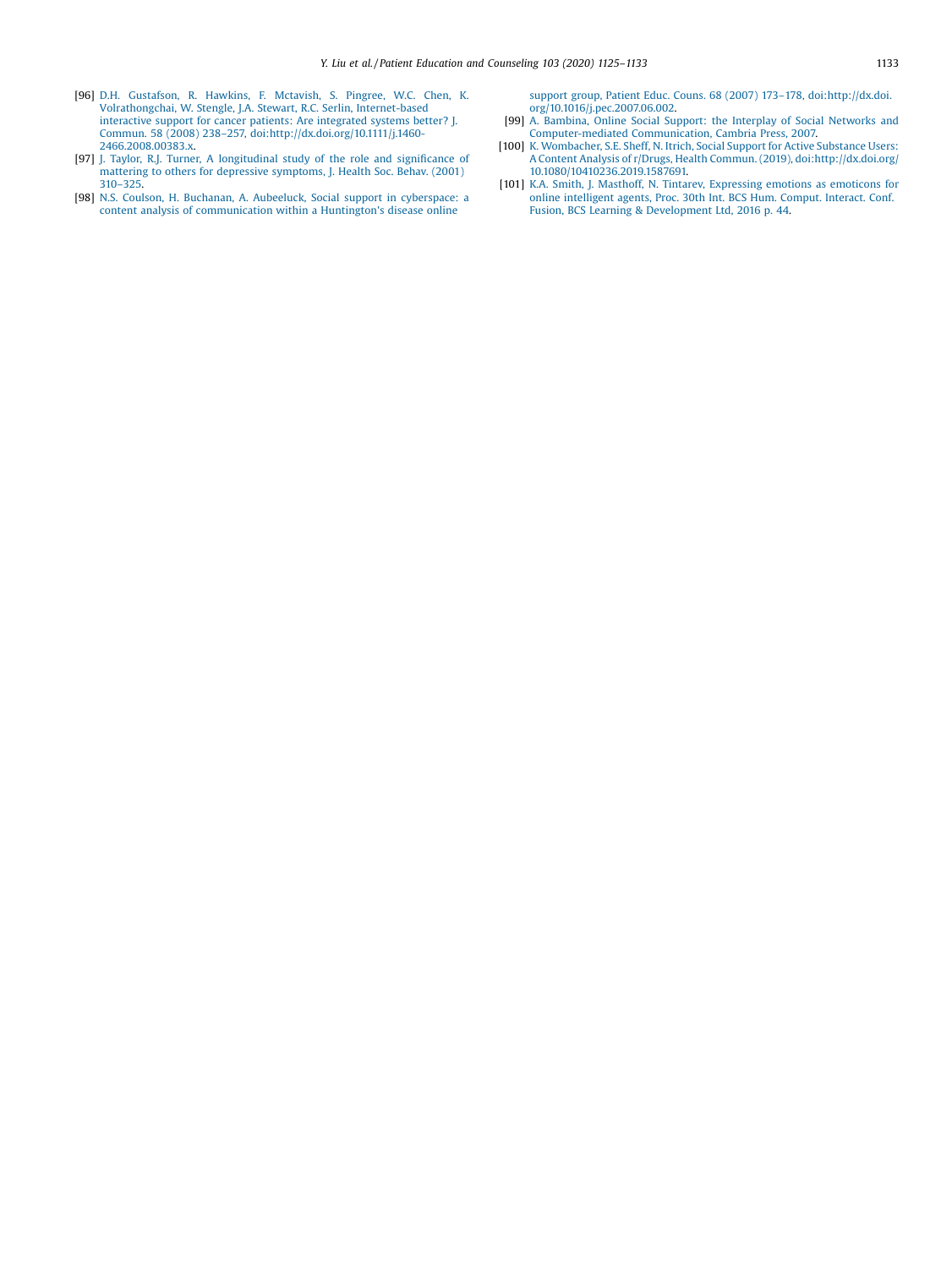[96] D.H. Gustafson, R. Hawkins, F. Mctavish, S. Pingree, W.C. Chen, K. Volrathongchai, W. Stengle, J.A. Stewart, R.C. Serlin, Internet-based interactive support for cancer patients: Are integrated systems better? J. Commun. 58 (2008) 238–257, doi:http://dx.doi.org/10.1111/j.1460-2466.2008.00383.x.

[97] J. Taylor, R.J. Turner, A longitudinal study of the role and significance of mattering to others for depressive symptoms, J. Health Soc. Behav. (2001) 310–325.

[98] N.S. Coulson, H. Buchanan, A. Aubeeluck, Social support in cyberspace: a content analysis of communication within a Huntington's disease online support group, Patient Educ. Couns. 68 (2007) 173–178, doi:http://dx.doi.org/10.1016/j.pec.2007.06.002.

[99] A. Bambina, Online Social Support: the Interplay of Social Networks and Computer-mediated Communication, Cambria Press, 2007.

[100] K. Wombacher, S.E. Sheff, N. Itrich, Social Support for Active Substance Users: A Content Analysis of r/Drugs, Health Commun. (2019), doi:http://dx.doi.org/10.1080/10410236.2019.1587691.

[101] K.A. Smith, J. Masthoff, N. Tintarev, Expressing emotions as emoticons for online intelligent agents, Proc. 30th Int. BCS Hum. Comput. Interact. Conf. Fusion, BCS Learning & Development Ltd, 2016 p. 44.